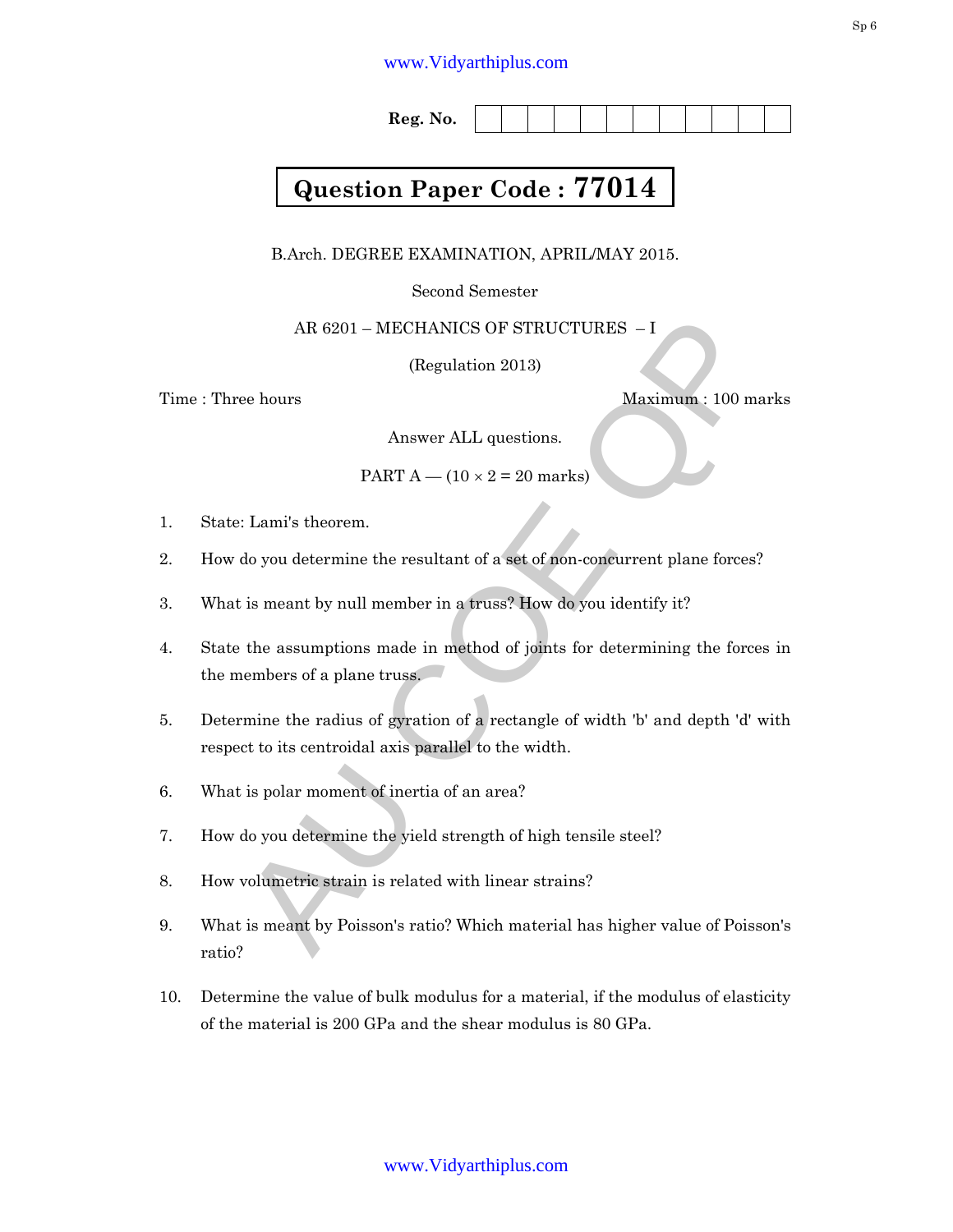Reg. No. | | | | | | | | | | | | |

**Question Paper Code : 77014**

B.Arch. DEGREE EXAMINATION, APRIL/MAY 2015.

Second Semester

AR 6201 – MECHANICS OF STRUCTURES – I

(Regulation 2013)

Time : Three hours — Maximum : 100 marks

Answer ALL questions.

PART A — ($10 \times 2 = 20$ marks)

1. State: Lami's theorem.

2. How do you determine the resultant of a set of non-concurrent plane forces?

3. What is meant by null member in a truss? How do you identify it?

4. State the assumptions made in method of joints for determining the forces in the members of a plane truss.

5. Determine the radius of gyration of a rectangle of width 'b' and depth 'd' with respect to its centroidal axis parallel to the width.

6. What is polar moment of inertia of an area?

7. How do you determine the yield strength of high tensile steel?

8. How volumetric strain is related with linear strains?

9. What is meant by Poisson's ratio? Which material has higher value of Poisson's ratio?

10. Determine the value of bulk modulus for a material, if the modulus of elasticity of the material is 200 GPa and the shear modulus is 80 GPa.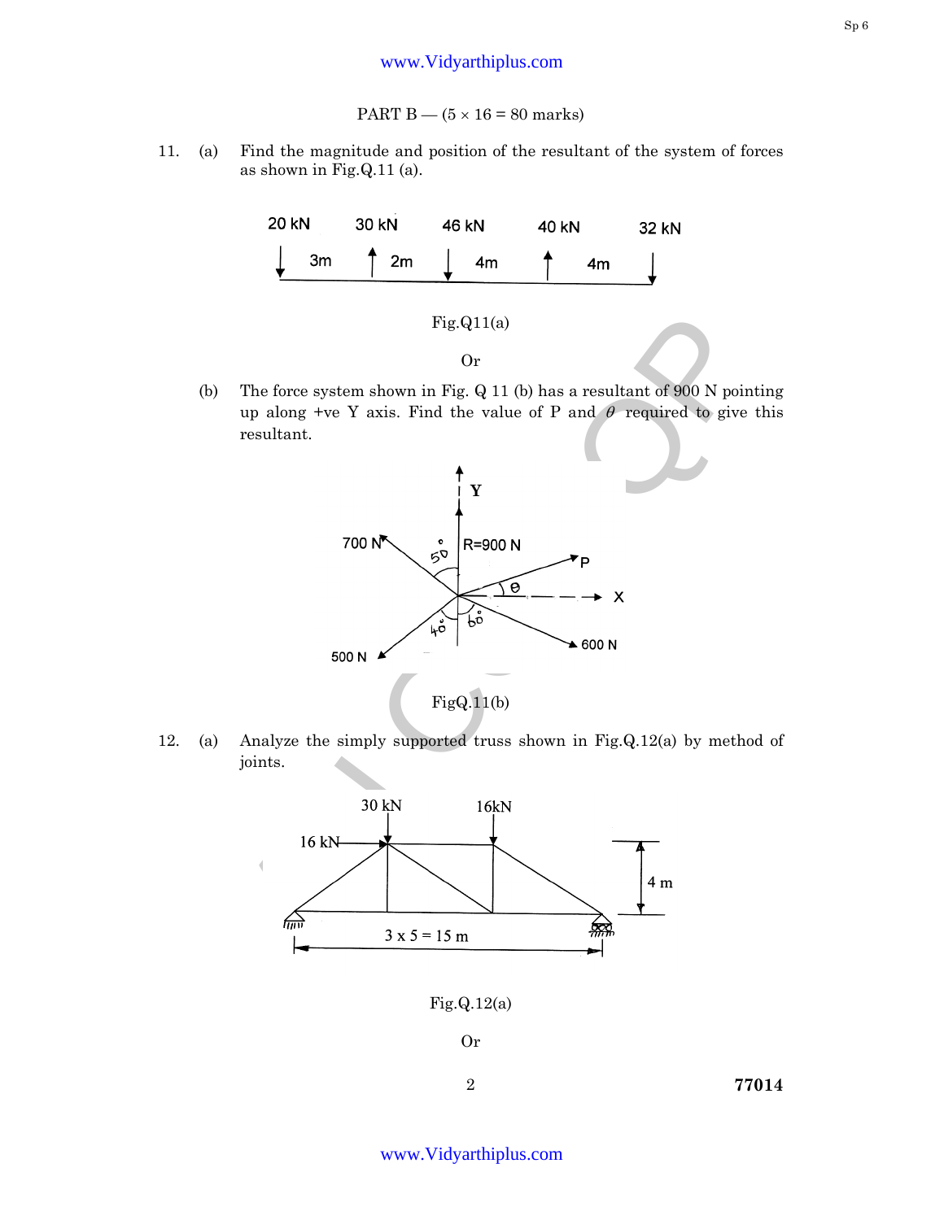PART B — (5 × 16 = 80 marks)

11. (a) Find the magnitude and position of the resultant of the system of forces as shown in Fig.Q.11 (a).

Fig.Q11(a)

Or

(b) The force system shown in Fig. Q 11 (b) has a resultant of 900 N pointing up along +ve Y axis. Find the value of P and $\theta$ required to give this resultant.

FigQ.11(b)

12. (a) Analyze the simply supported truss shown in Fig.Q.12(a) by method of joints.

Fig.Q.12(a)

Or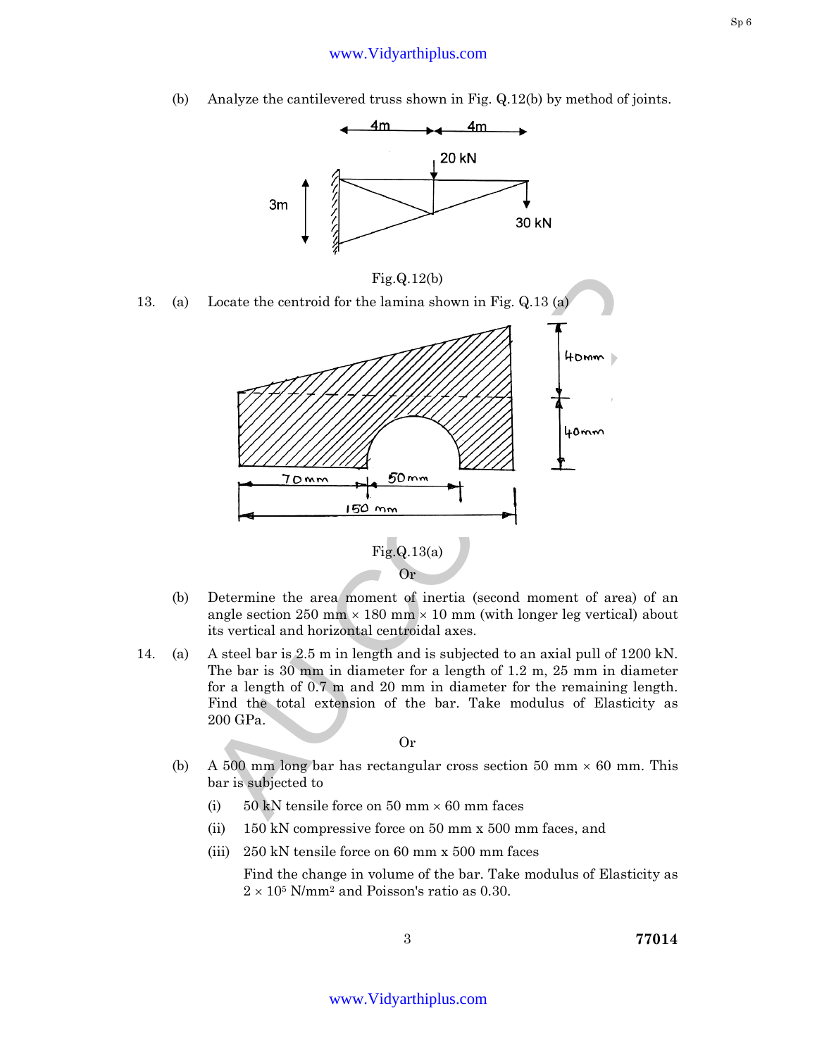(b) Analyze the cantilevered truss shown in Fig. Q.12(b) by method of joints.

Fig.Q.12(b)

13. (a) Locate the centroid for the lamina shown in Fig. Q.13 (a)

Fig.Q.13(a)

Or

(b) Determine the area moment of inertia (second moment of area) of an angle section 250 mm × 180 mm × 10 mm (with longer leg vertical) about its vertical and horizontal centroidal axes.

14. (a) A steel bar is 2.5 m in length and is subjected to an axial pull of 1200 kN. The bar is 30 mm in diameter for a length of 1.2 m, 25 mm in diameter for a length of 0.7 m and 20 mm in diameter for the remaining length. Find the total extension of the bar. Take modulus of Elasticity as 200 GPa.

Or

(b) A 500 mm long bar has rectangular cross section 50 mm × 60 mm. This bar is subjected to

(i) 50 kN tensile force on 50 mm × 60 mm faces

(ii) 150 kN compressive force on 50 mm x 500 mm faces, and

(iii) 250 kN tensile force on 60 mm x 500 mm faces

Find the change in volume of the bar. Take modulus of Elasticity as $2 \times 10^5$ N/mm$^2$ and Poisson's ratio as 0.30.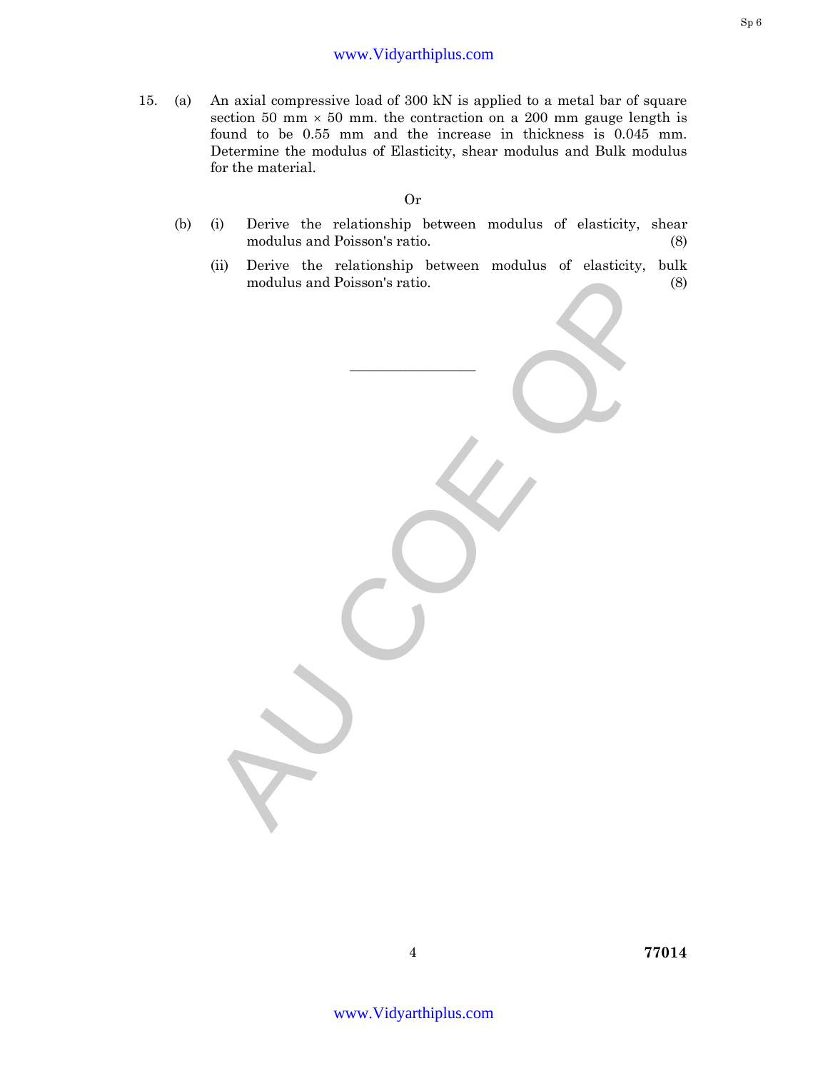15. (a) An axial compressive load of 300 kN is applied to a metal bar of square section 50 mm × 50 mm. the contraction on a 200 mm gauge length is found to be 0.55 mm and the increase in thickness is 0.045 mm. Determine the modulus of Elasticity, shear modulus and Bulk modulus for the material.

Or

(b) (i) Derive the relationship between modulus of elasticity, shear modulus and Poisson's ratio. (8)

(ii) Derive the relationship between modulus of elasticity, bulk modulus and Poisson's ratio. (8)

---